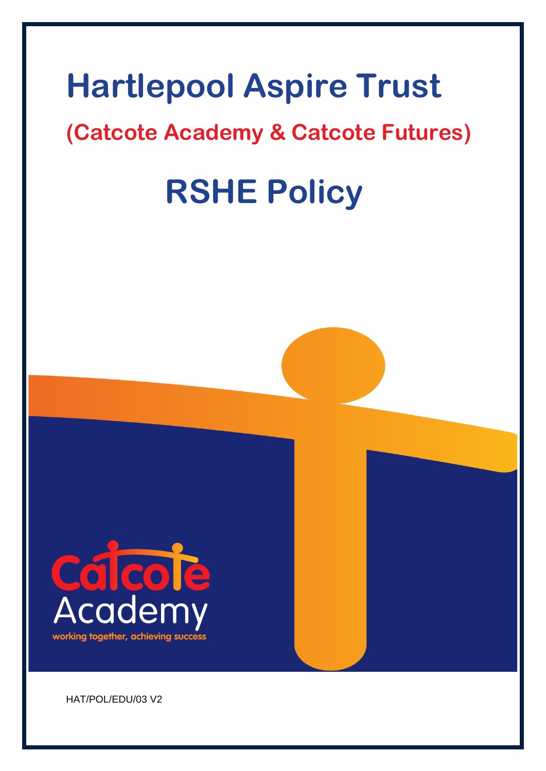# Hartlepool Aspire Trust

## (Catcote Academy & Catcote Futures)

# RSHE Policy

Catcote Academy

working together, achieving success

HAT/POL/EDU/03 V2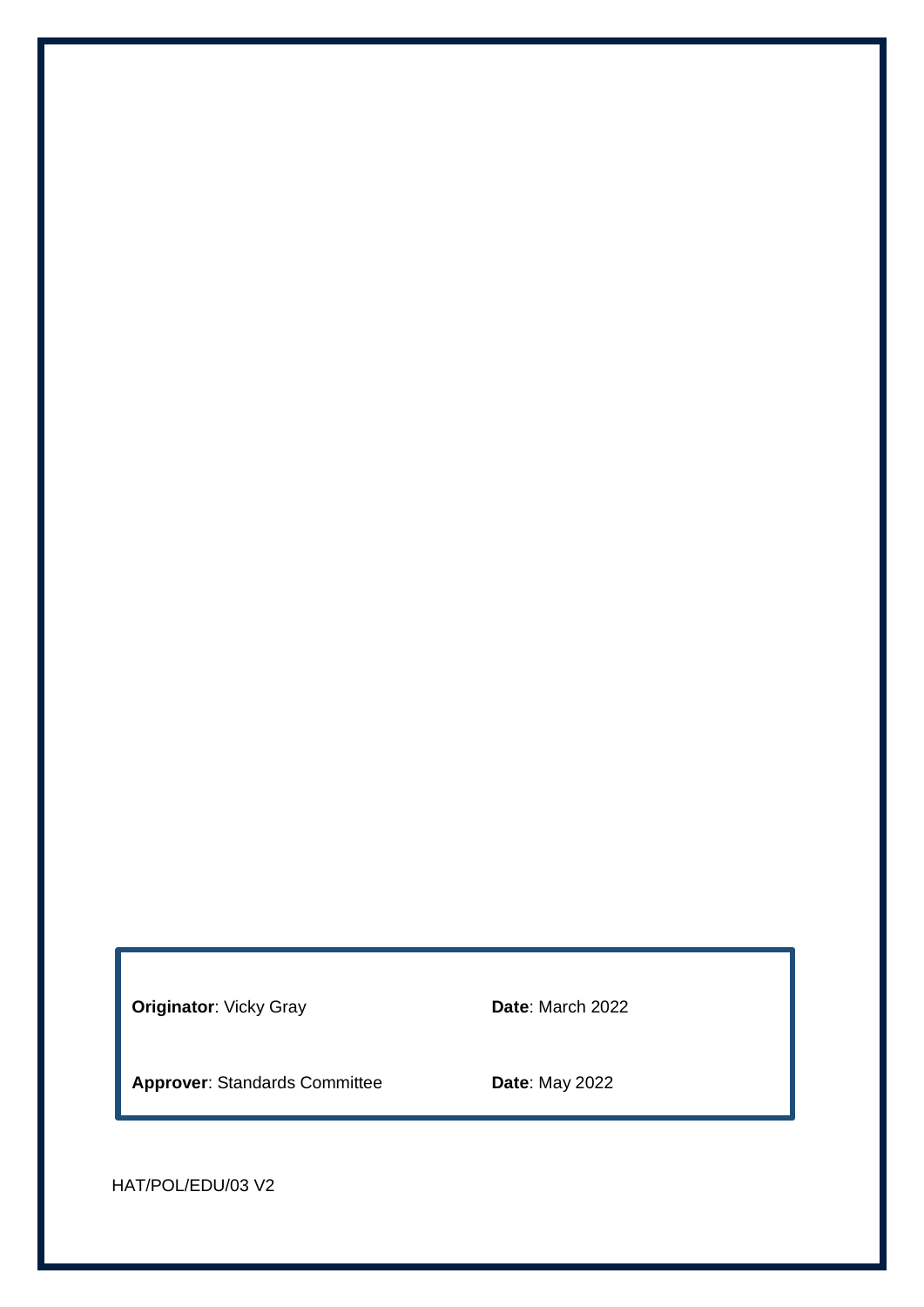| | |
|---|---|
| **Originator**: Vicky Gray | **Date**: March 2022 |
| **Approver**: Standards Committee | **Date**: May 2022 |

HAT/POL/EDU/03 V2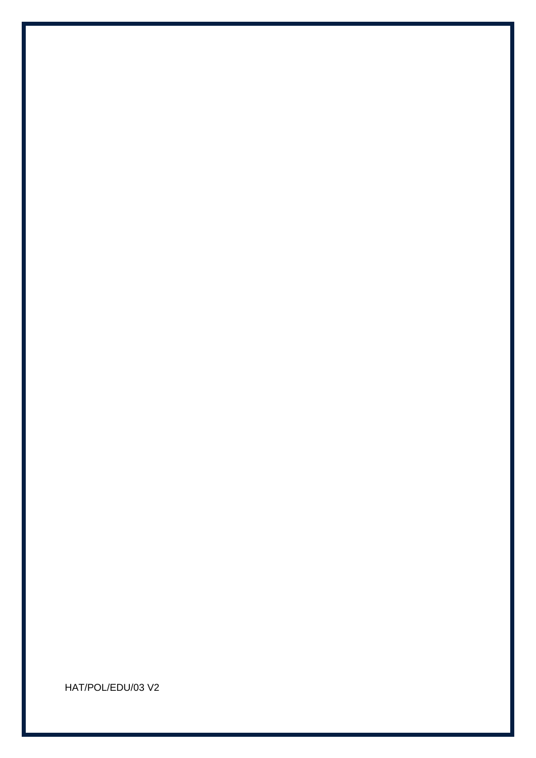HAT/POL/EDU/03 V2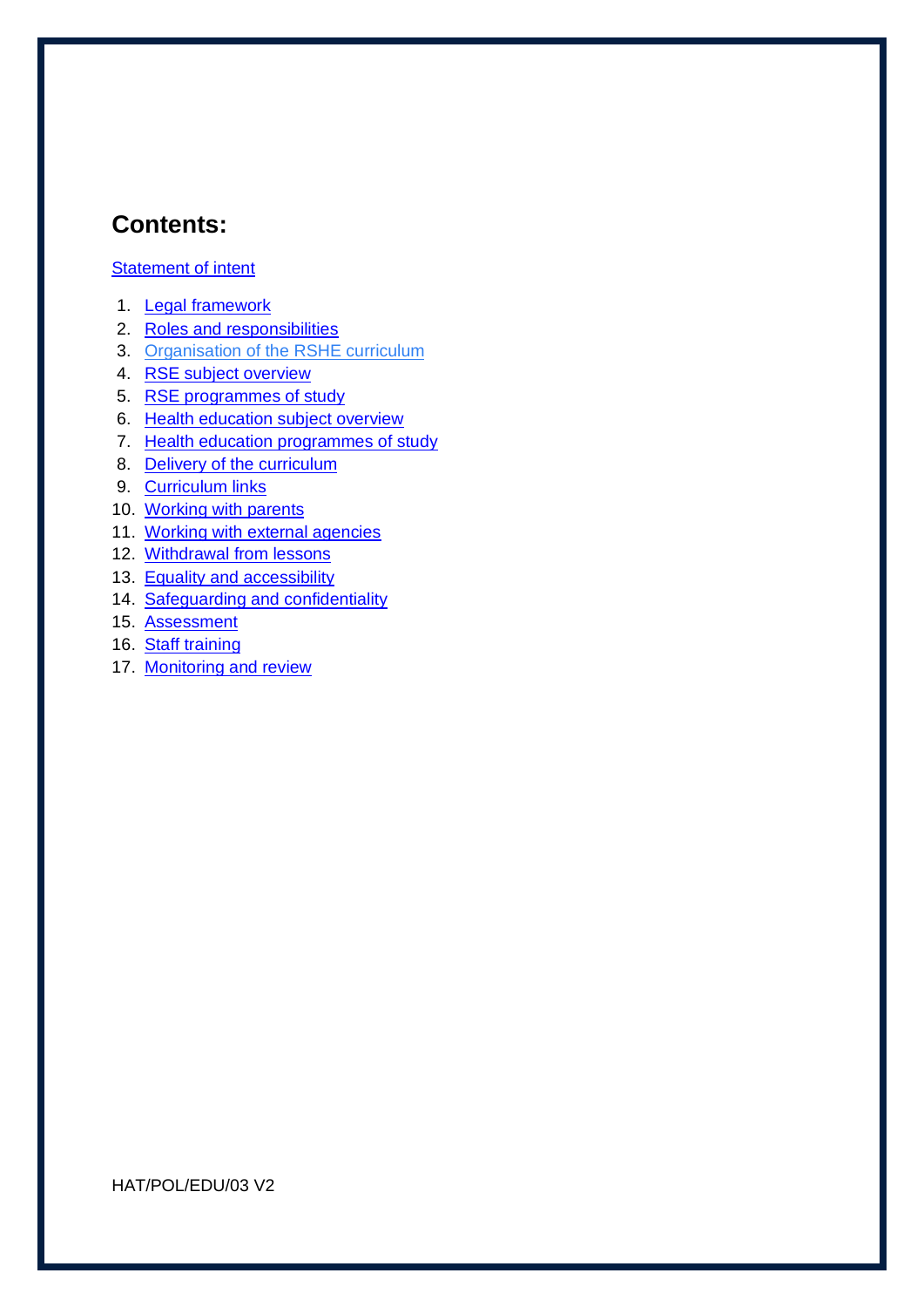## Contents:

Statement of intent

1. Legal framework
2. Roles and responsibilities
3. Organisation of the RSHE curriculum
4. RSE subject overview
5. RSE programmes of study
6. Health education subject overview
7. Health education programmes of study
8. Delivery of the curriculum
9. Curriculum links
10. Working with parents
11. Working with external agencies
12. Withdrawal from lessons
13. Equality and accessibility
14. Safeguarding and confidentiality
15. Assessment
16. Staff training
17. Monitoring and review

HAT/POL/EDU/03 V2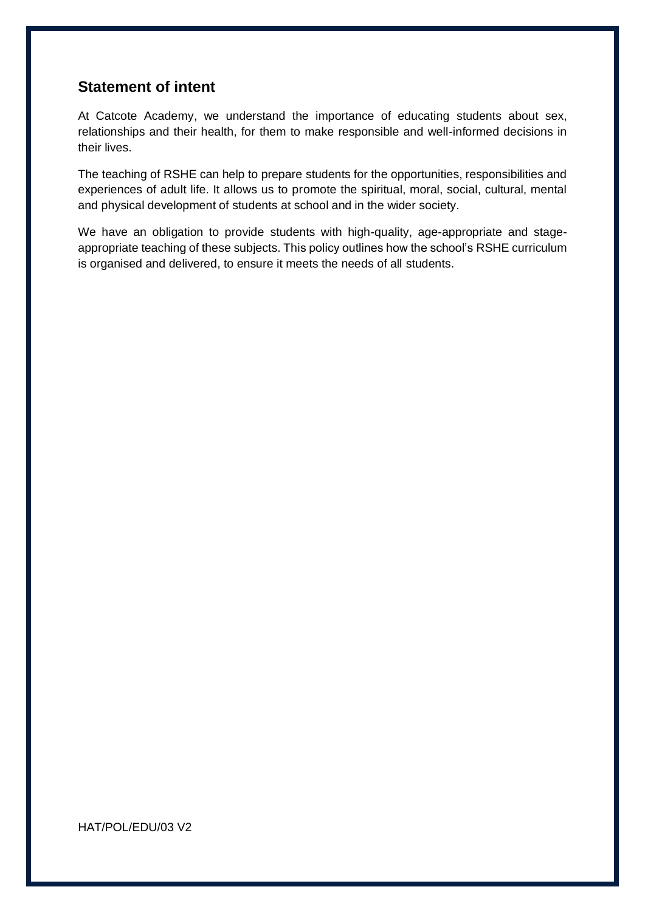## Statement of intent

At Catcote Academy, we understand the importance of educating students about sex, relationships and their health, for them to make responsible and well-informed decisions in their lives.

The teaching of RSHE can help to prepare students for the opportunities, responsibilities and experiences of adult life. It allows us to promote the spiritual, moral, social, cultural, mental and physical development of students at school and in the wider society.

We have an obligation to provide students with high-quality, age-appropriate and stage-appropriate teaching of these subjects. This policy outlines how the school's RSHE curriculum is organised and delivered, to ensure it meets the needs of all students.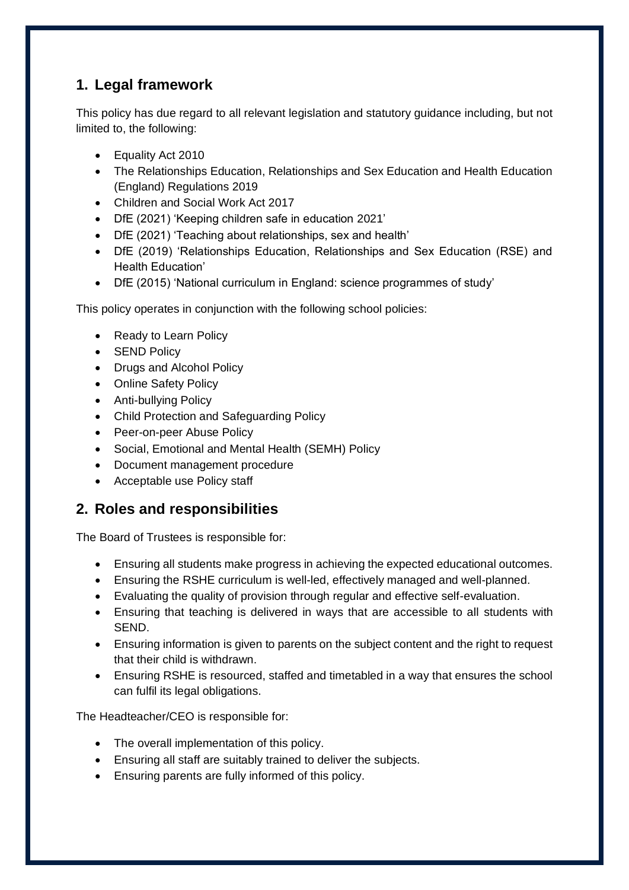## 1. Legal framework

This policy has due regard to all relevant legislation and statutory guidance including, but not limited to, the following:

- Equality Act 2010
- The Relationships Education, Relationships and Sex Education and Health Education (England) Regulations 2019
- Children and Social Work Act 2017
- DfE (2021) 'Keeping children safe in education 2021'
- DfE (2021) 'Teaching about relationships, sex and health'
- DfE (2019) 'Relationships Education, Relationships and Sex Education (RSE) and Health Education'
- DfE (2015) 'National curriculum in England: science programmes of study'

This policy operates in conjunction with the following school policies:

- Ready to Learn Policy
- SEND Policy
- Drugs and Alcohol Policy
- Online Safety Policy
- Anti-bullying Policy
- Child Protection and Safeguarding Policy
- Peer-on-peer Abuse Policy
- Social, Emotional and Mental Health (SEMH) Policy
- Document management procedure
- Acceptable use Policy staff

## 2. Roles and responsibilities

The Board of Trustees is responsible for:

- Ensuring all students make progress in achieving the expected educational outcomes.
- Ensuring the RSHE curriculum is well-led, effectively managed and well-planned.
- Evaluating the quality of provision through regular and effective self-evaluation.
- Ensuring that teaching is delivered in ways that are accessible to all students with SEND.
- Ensuring information is given to parents on the subject content and the right to request that their child is withdrawn.
- Ensuring RSHE is resourced, staffed and timetabled in a way that ensures the school can fulfil its legal obligations.

The Headteacher/CEO is responsible for:

- The overall implementation of this policy.
- Ensuring all staff are suitably trained to deliver the subjects.
- Ensuring parents are fully informed of this policy.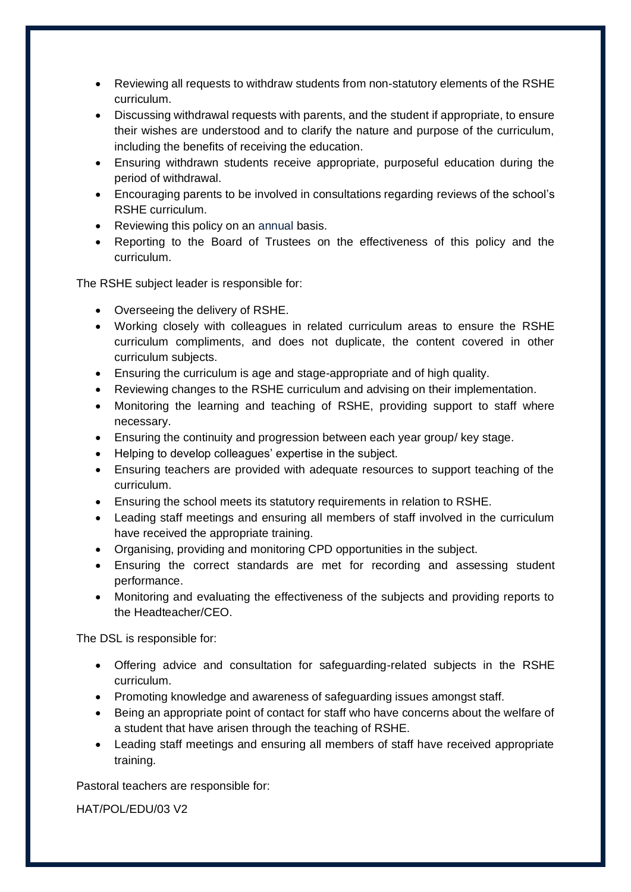- Reviewing all requests to withdraw students from non-statutory elements of the RSHE curriculum.
- Discussing withdrawal requests with parents, and the student if appropriate, to ensure their wishes are understood and to clarify the nature and purpose of the curriculum, including the benefits of receiving the education.
- Ensuring withdrawn students receive appropriate, purposeful education during the period of withdrawal.
- Encouraging parents to be involved in consultations regarding reviews of the school's RSHE curriculum.
- Reviewing this policy on an annual basis.
- Reporting to the Board of Trustees on the effectiveness of this policy and the curriculum.

The RSHE subject leader is responsible for:

- Overseeing the delivery of RSHE.
- Working closely with colleagues in related curriculum areas to ensure the RSHE curriculum compliments, and does not duplicate, the content covered in other curriculum subjects.
- Ensuring the curriculum is age and stage-appropriate and of high quality.
- Reviewing changes to the RSHE curriculum and advising on their implementation.
- Monitoring the learning and teaching of RSHE, providing support to staff where necessary.
- Ensuring the continuity and progression between each year group/ key stage.
- Helping to develop colleagues' expertise in the subject.
- Ensuring teachers are provided with adequate resources to support teaching of the curriculum.
- Ensuring the school meets its statutory requirements in relation to RSHE.
- Leading staff meetings and ensuring all members of staff involved in the curriculum have received the appropriate training.
- Organising, providing and monitoring CPD opportunities in the subject.
- Ensuring the correct standards are met for recording and assessing student performance.
- Monitoring and evaluating the effectiveness of the subjects and providing reports to the Headteacher/CEO.

The DSL is responsible for:

- Offering advice and consultation for safeguarding-related subjects in the RSHE curriculum.
- Promoting knowledge and awareness of safeguarding issues amongst staff.
- Being an appropriate point of contact for staff who have concerns about the welfare of a student that have arisen through the teaching of RSHE.
- Leading staff meetings and ensuring all members of staff have received appropriate training.

Pastoral teachers are responsible for: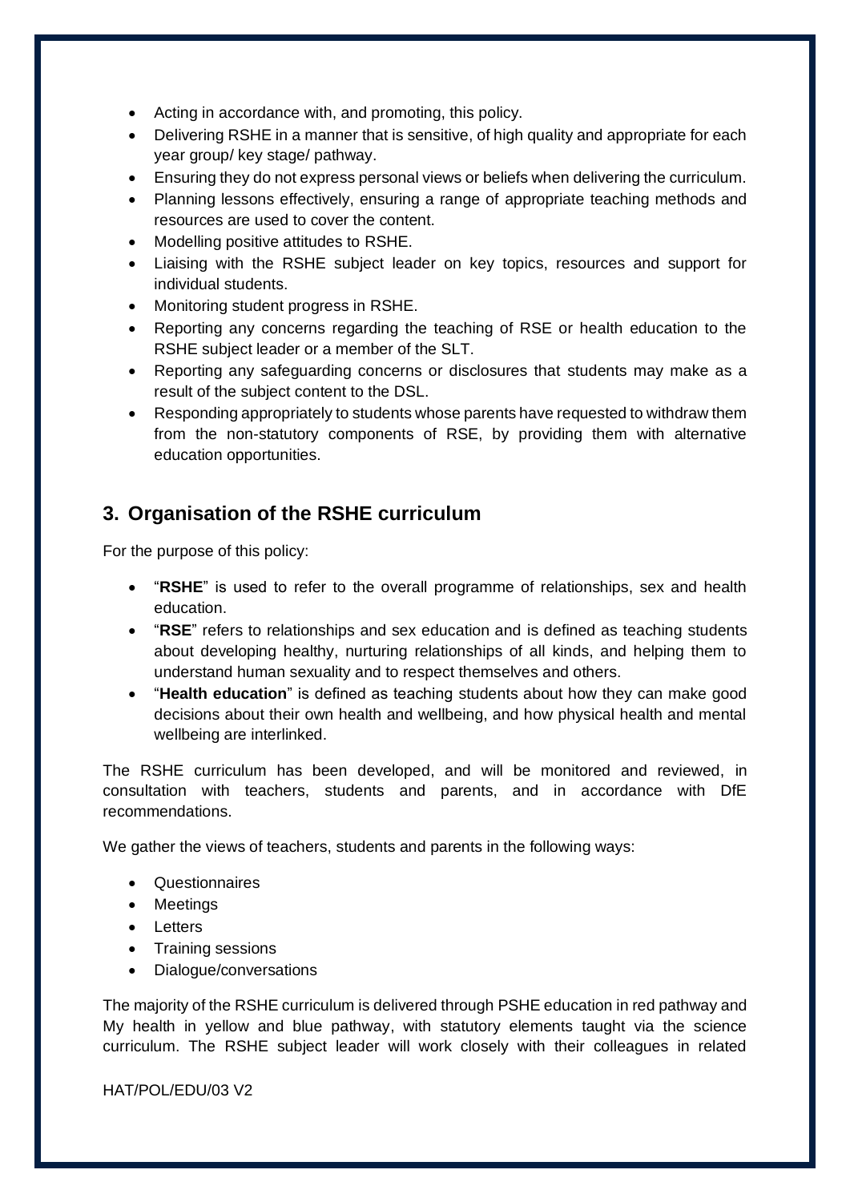- Acting in accordance with, and promoting, this policy.
- Delivering RSHE in a manner that is sensitive, of high quality and appropriate for each year group/ key stage/ pathway.
- Ensuring they do not express personal views or beliefs when delivering the curriculum.
- Planning lessons effectively, ensuring a range of appropriate teaching methods and resources are used to cover the content.
- Modelling positive attitudes to RSHE.
- Liaising with the RSHE subject leader on key topics, resources and support for individual students.
- Monitoring student progress in RSHE.
- Reporting any concerns regarding the teaching of RSE or health education to the RSHE subject leader or a member of the SLT.
- Reporting any safeguarding concerns or disclosures that students may make as a result of the subject content to the DSL.
- Responding appropriately to students whose parents have requested to withdraw them from the non-statutory components of RSE, by providing them with alternative education opportunities.

## 3. Organisation of the RSHE curriculum

For the purpose of this policy:

- "**RSHE**" is used to refer to the overall programme of relationships, sex and health education.
- "**RSE**" refers to relationships and sex education and is defined as teaching students about developing healthy, nurturing relationships of all kinds, and helping them to understand human sexuality and to respect themselves and others.
- "**Health education**" is defined as teaching students about how they can make good decisions about their own health and wellbeing, and how physical health and mental wellbeing are interlinked.

The RSHE curriculum has been developed, and will be monitored and reviewed, in consultation with teachers, students and parents, and in accordance with DfE recommendations.

We gather the views of teachers, students and parents in the following ways:

- Questionnaires
- Meetings
- Letters
- Training sessions
- Dialogue/conversations

The majority of the RSHE curriculum is delivered through PSHE education in red pathway and My health in yellow and blue pathway, with statutory elements taught via the science curriculum. The RSHE subject leader will work closely with their colleagues in related

HAT/POL/EDU/03 V2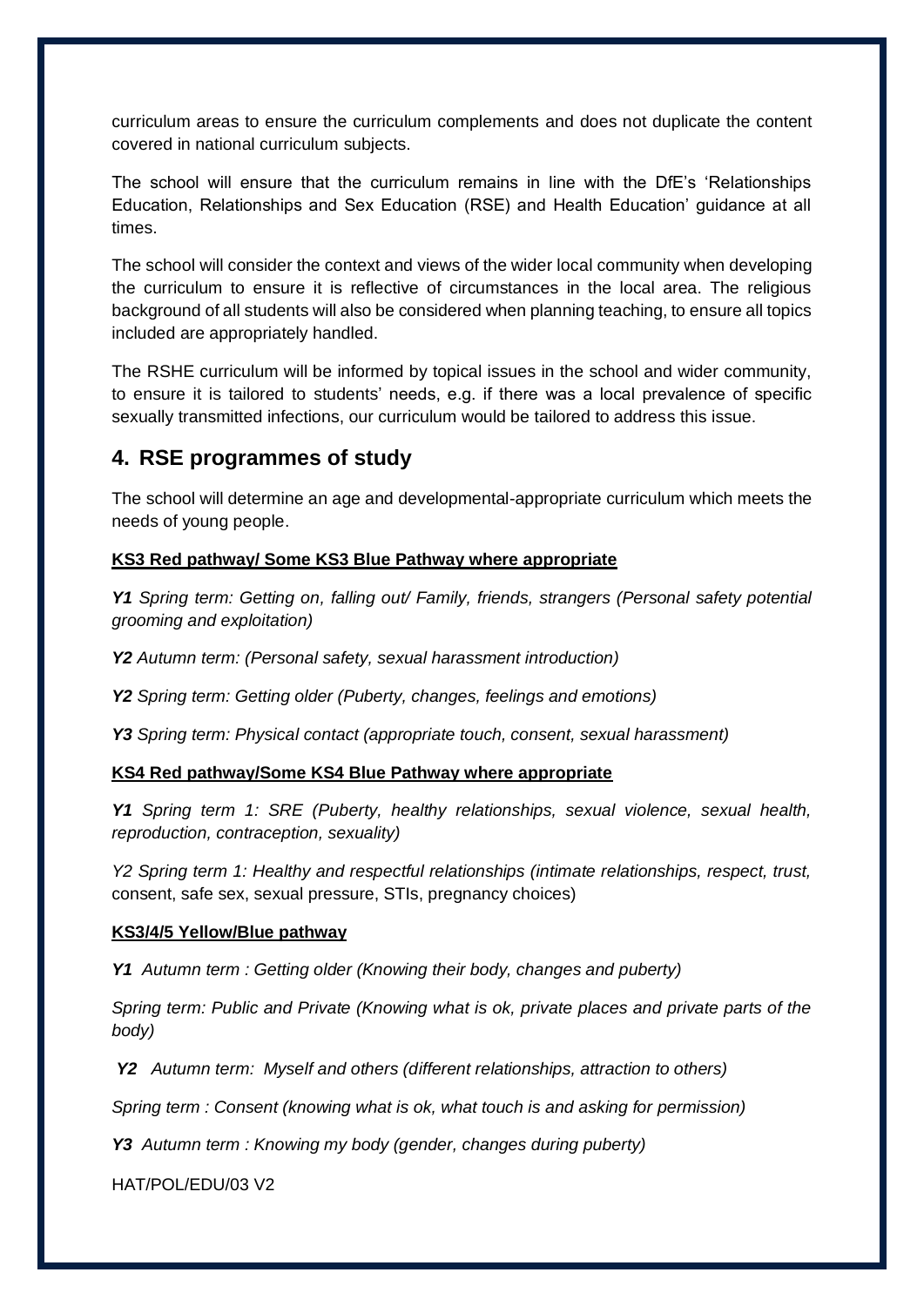curriculum areas to ensure the curriculum complements and does not duplicate the content covered in national curriculum subjects.

The school will ensure that the curriculum remains in line with the DfE's 'Relationships Education, Relationships and Sex Education (RSE) and Health Education' guidance at all times.

The school will consider the context and views of the wider local community when developing the curriculum to ensure it is reflective of circumstances in the local area. The religious background of all students will also be considered when planning teaching, to ensure all topics included are appropriately handled.

The RSHE curriculum will be informed by topical issues in the school and wider community, to ensure it is tailored to students' needs, e.g. if there was a local prevalence of specific sexually transmitted infections, our curriculum would be tailored to address this issue.

## 4. RSE programmes of study

The school will determine an age and developmental-appropriate curriculum which meets the needs of young people.

**KS3 Red pathway/ Some KS3 Blue Pathway where appropriate**

***Y1*** *Spring term: Getting on, falling out/ Family, friends, strangers (Personal safety potential grooming and exploitation)*

***Y2*** *Autumn term: (Personal safety, sexual harassment introduction)*

***Y2*** *Spring term: Getting older (Puberty, changes, feelings and emotions)*

***Y3*** *Spring term: Physical contact (appropriate touch, consent, sexual harassment)*

**KS4 Red pathway/Some KS4 Blue Pathway where appropriate**

***Y1*** *Spring term 1: SRE (Puberty, healthy relationships, sexual violence, sexual health, reproduction, contraception, sexuality)*

*Y2 Spring term 1: Healthy and respectful relationships (intimate relationships, respect, trust,* consent, safe sex, sexual pressure, STIs, pregnancy choices)

**KS3/4/5 Yellow/Blue pathway**

***Y1*** *Autumn term : Getting older (Knowing their body, changes and puberty)*

*Spring term: Public and Private (Knowing what is ok, private places and private parts of the body)*

***Y2*** *Autumn term: Myself and others (different relationships, attraction to others)*

*Spring term : Consent (knowing what is ok, what touch is and asking for permission)*

***Y3*** *Autumn term : Knowing my body (gender, changes during puberty)*

HAT/POL/EDU/03 V2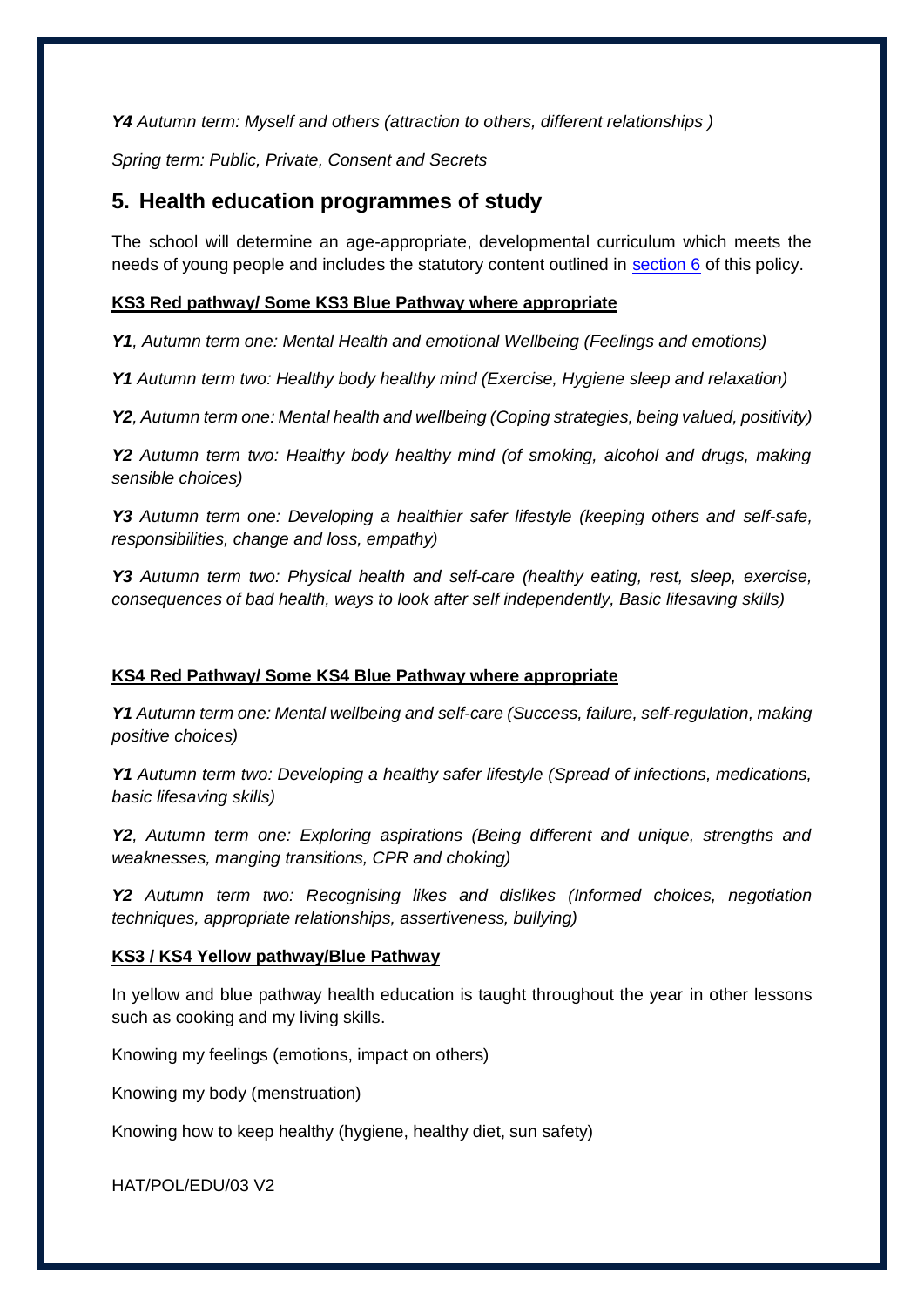***Y4** Autumn term: Myself and others (attraction to others, different relationships )*

*Spring term: Public, Private, Consent and Secrets*

## 5. Health education programmes of study

The school will determine an age-appropriate, developmental curriculum which meets the needs of young people and includes the statutory content outlined in [section 6](#) of this policy.

**KS3 Red pathway/ Some KS3 Blue Pathway where appropriate**

***Y1**, Autumn term one: Mental Health and emotional Wellbeing (Feelings and emotions)*

***Y1** Autumn term two: Healthy body healthy mind (Exercise, Hygiene sleep and relaxation)*

***Y2**, Autumn term one: Mental health and wellbeing (Coping strategies, being valued, positivity)*

***Y2** Autumn term two: Healthy body healthy mind (of smoking, alcohol and drugs, making sensible choices)*

***Y3** Autumn term one: Developing a healthier safer lifestyle (keeping others and self-safe, responsibilities, change and loss, empathy)*

***Y3** Autumn term two: Physical health and self-care (healthy eating, rest, sleep, exercise, consequences of bad health, ways to look after self independently, Basic lifesaving skills)*

**KS4 Red Pathway/ Some KS4 Blue Pathway where appropriate**

***Y1** Autumn term one: Mental wellbeing and self-care (Success, failure, self-regulation, making positive choices)*

***Y1** Autumn term two: Developing a healthy safer lifestyle (Spread of infections, medications, basic lifesaving skills)*

***Y2**, Autumn term one: Exploring aspirations (Being different and unique, strengths and weaknesses, manging transitions, CPR and choking)*

***Y2** Autumn term two: Recognising likes and dislikes (Informed choices, negotiation techniques, appropriate relationships, assertiveness, bullying)*

**KS3 / KS4 Yellow pathway/Blue Pathway**

In yellow and blue pathway health education is taught throughout the year in other lessons such as cooking and my living skills.

Knowing my feelings (emotions, impact on others)

Knowing my body (menstruation)

Knowing how to keep healthy (hygiene, healthy diet, sun safety)

HAT/POL/EDU/03 V2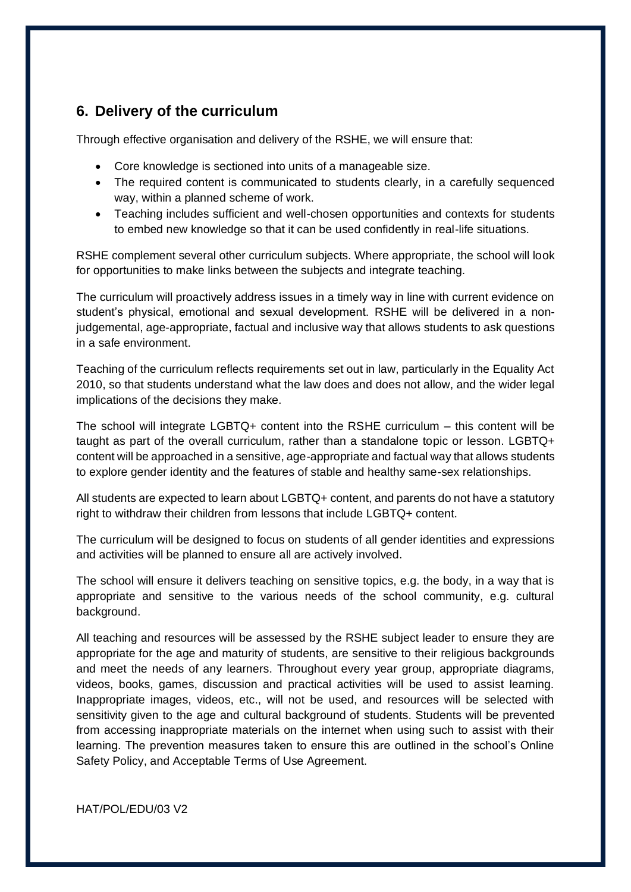## 6. Delivery of the curriculum

Through effective organisation and delivery of the RSHE, we will ensure that:

- Core knowledge is sectioned into units of a manageable size.
- The required content is communicated to students clearly, in a carefully sequenced way, within a planned scheme of work.
- Teaching includes sufficient and well-chosen opportunities and contexts for students to embed new knowledge so that it can be used confidently in real-life situations.

RSHE complement several other curriculum subjects. Where appropriate, the school will look for opportunities to make links between the subjects and integrate teaching.

The curriculum will proactively address issues in a timely way in line with current evidence on student's physical, emotional and sexual development. RSHE will be delivered in a non-judgemental, age-appropriate, factual and inclusive way that allows students to ask questions in a safe environment.

Teaching of the curriculum reflects requirements set out in law, particularly in the Equality Act 2010, so that students understand what the law does and does not allow, and the wider legal implications of the decisions they make.

The school will integrate LGBTQ+ content into the RSHE curriculum – this content will be taught as part of the overall curriculum, rather than a standalone topic or lesson. LGBTQ+ content will be approached in a sensitive, age-appropriate and factual way that allows students to explore gender identity and the features of stable and healthy same-sex relationships.

All students are expected to learn about LGBTQ+ content, and parents do not have a statutory right to withdraw their children from lessons that include LGBTQ+ content.

The curriculum will be designed to focus on students of all gender identities and expressions and activities will be planned to ensure all are actively involved.

The school will ensure it delivers teaching on sensitive topics, e.g. the body, in a way that is appropriate and sensitive to the various needs of the school community, e.g. cultural background.

All teaching and resources will be assessed by the RSHE subject leader to ensure they are appropriate for the age and maturity of students, are sensitive to their religious backgrounds and meet the needs of any learners. Throughout every year group, appropriate diagrams, videos, books, games, discussion and practical activities will be used to assist learning. Inappropriate images, videos, etc., will not be used, and resources will be selected with sensitivity given to the age and cultural background of students. Students will be prevented from accessing inappropriate materials on the internet when using such to assist with their learning. The prevention measures taken to ensure this are outlined in the school's Online Safety Policy, and Acceptable Terms of Use Agreement.

HAT/POL/EDU/03 V2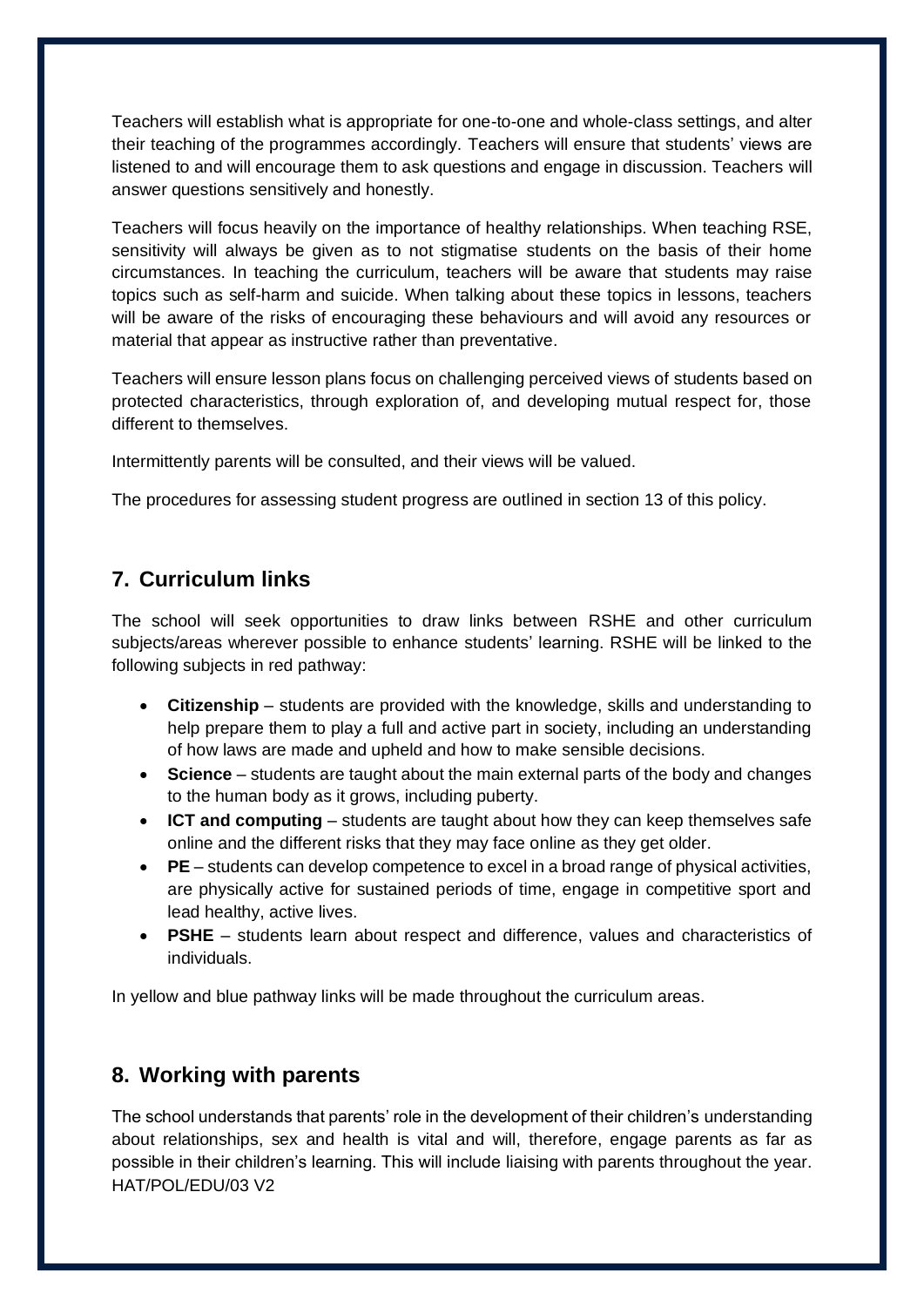Teachers will establish what is appropriate for one-to-one and whole-class settings, and alter their teaching of the programmes accordingly. Teachers will ensure that students' views are listened to and will encourage them to ask questions and engage in discussion. Teachers will answer questions sensitively and honestly.

Teachers will focus heavily on the importance of healthy relationships. When teaching RSE, sensitivity will always be given as to not stigmatise students on the basis of their home circumstances. In teaching the curriculum, teachers will be aware that students may raise topics such as self-harm and suicide. When talking about these topics in lessons, teachers will be aware of the risks of encouraging these behaviours and will avoid any resources or material that appear as instructive rather than preventative.

Teachers will ensure lesson plans focus on challenging perceived views of students based on protected characteristics, through exploration of, and developing mutual respect for, those different to themselves.

Intermittently parents will be consulted, and their views will be valued.

The procedures for assessing student progress are outlined in section 13 of this policy.

## 7. Curriculum links

The school will seek opportunities to draw links between RSHE and other curriculum subjects/areas wherever possible to enhance students' learning. RSHE will be linked to the following subjects in red pathway:

- **Citizenship** – students are provided with the knowledge, skills and understanding to help prepare them to play a full and active part in society, including an understanding of how laws are made and upheld and how to make sensible decisions.
- **Science** – students are taught about the main external parts of the body and changes to the human body as it grows, including puberty.
- **ICT and computing** – students are taught about how they can keep themselves safe online and the different risks that they may face online as they get older.
- **PE** – students can develop competence to excel in a broad range of physical activities, are physically active for sustained periods of time, engage in competitive sport and lead healthy, active lives.
- **PSHE** – students learn about respect and difference, values and characteristics of individuals.

In yellow and blue pathway links will be made throughout the curriculum areas.

## 8. Working with parents

The school understands that parents' role in the development of their children's understanding about relationships, sex and health is vital and will, therefore, engage parents as far as possible in their children's learning. This will include liaising with parents throughout the year.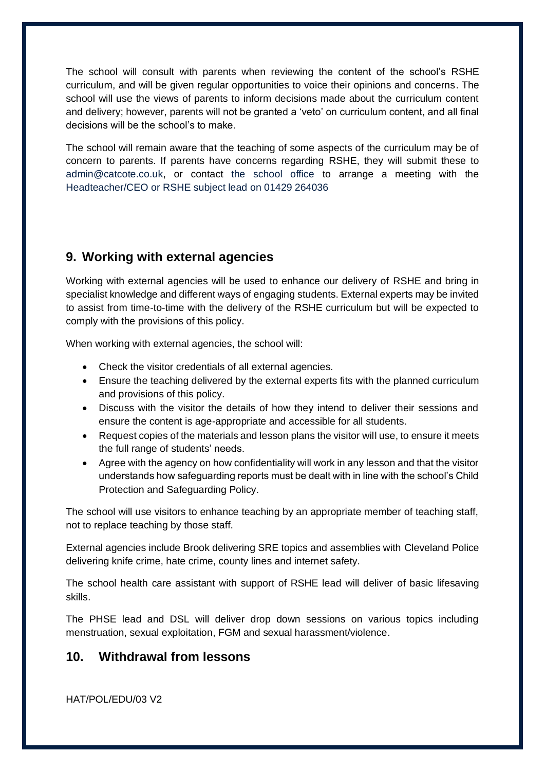The school will consult with parents when reviewing the content of the school's RSHE curriculum, and will be given regular opportunities to voice their opinions and concerns. The school will use the views of parents to inform decisions made about the curriculum content and delivery; however, parents will not be granted a 'veto' on curriculum content, and all final decisions will be the school's to make.

The school will remain aware that the teaching of some aspects of the curriculum may be of concern to parents. If parents have concerns regarding RSHE, they will submit these to admin@catcote.co.uk, or contact the school office to arrange a meeting with the Headteacher/CEO or RSHE subject lead on 01429 264036

## 9. Working with external agencies

Working with external agencies will be used to enhance our delivery of RSHE and bring in specialist knowledge and different ways of engaging students. External experts may be invited to assist from time-to-time with the delivery of the RSHE curriculum but will be expected to comply with the provisions of this policy.

When working with external agencies, the school will:

- Check the visitor credentials of all external agencies.
- Ensure the teaching delivered by the external experts fits with the planned curriculum and provisions of this policy.
- Discuss with the visitor the details of how they intend to deliver their sessions and ensure the content is age-appropriate and accessible for all students.
- Request copies of the materials and lesson plans the visitor will use, to ensure it meets the full range of students' needs.
- Agree with the agency on how confidentiality will work in any lesson and that the visitor understands how safeguarding reports must be dealt with in line with the school's Child Protection and Safeguarding Policy.

The school will use visitors to enhance teaching by an appropriate member of teaching staff, not to replace teaching by those staff.

External agencies include Brook delivering SRE topics and assemblies with Cleveland Police delivering knife crime, hate crime, county lines and internet safety.

The school health care assistant with support of RSHE lead will deliver of basic lifesaving skills.

The PHSE lead and DSL will deliver drop down sessions on various topics including menstruation, sexual exploitation, FGM and sexual harassment/violence.

## 10. Withdrawal from lessons

HAT/POL/EDU/03 V2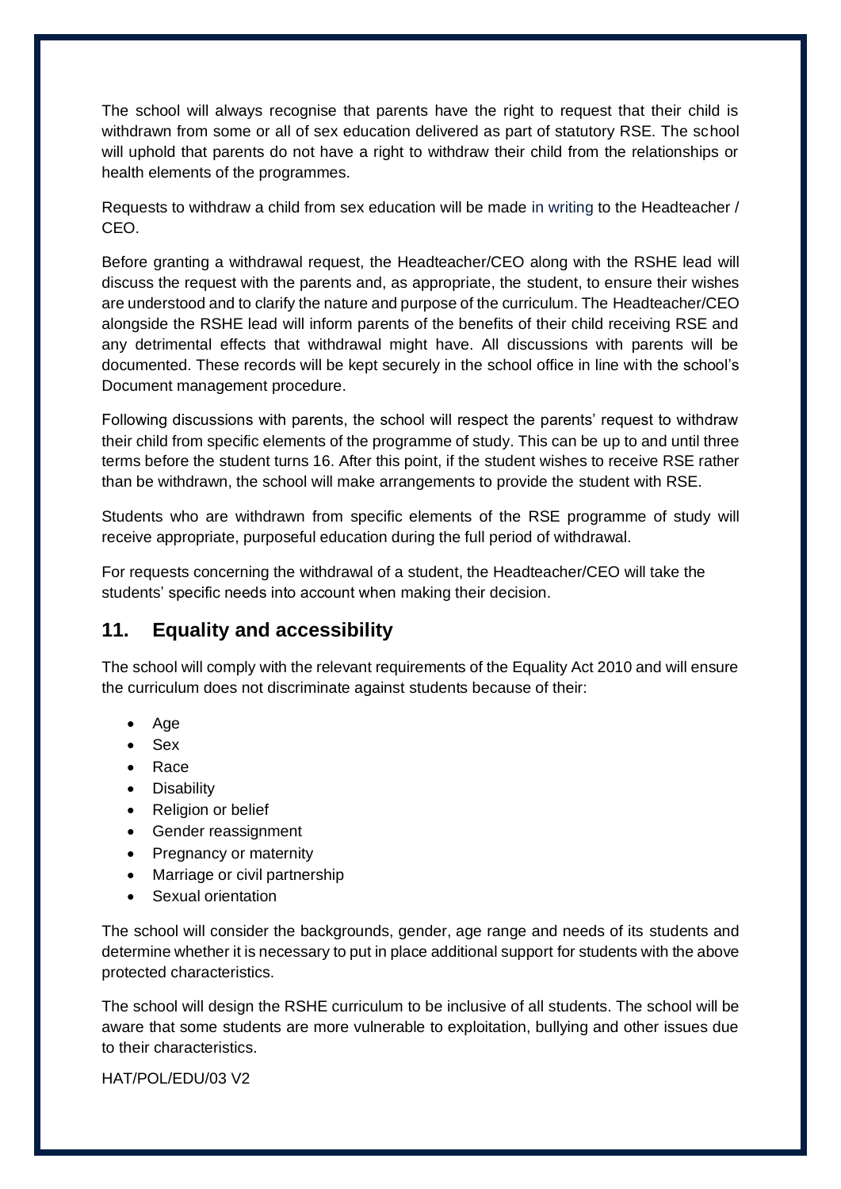The school will always recognise that parents have the right to request that their child is withdrawn from some or all of sex education delivered as part of statutory RSE. The school will uphold that parents do not have a right to withdraw their child from the relationships or health elements of the programmes.

Requests to withdraw a child from sex education will be made in writing to the Headteacher / CEO.

Before granting a withdrawal request, the Headteacher/CEO along with the RSHE lead will discuss the request with the parents and, as appropriate, the student, to ensure their wishes are understood and to clarify the nature and purpose of the curriculum. The Headteacher/CEO alongside the RSHE lead will inform parents of the benefits of their child receiving RSE and any detrimental effects that withdrawal might have. All discussions with parents will be documented. These records will be kept securely in the school office in line with the school's Document management procedure.

Following discussions with parents, the school will respect the parents' request to withdraw their child from specific elements of the programme of study. This can be up to and until three terms before the student turns 16. After this point, if the student wishes to receive RSE rather than be withdrawn, the school will make arrangements to provide the student with RSE.

Students who are withdrawn from specific elements of the RSE programme of study will receive appropriate, purposeful education during the full period of withdrawal.

For requests concerning the withdrawal of a student, the Headteacher/CEO will take the students' specific needs into account when making their decision.

## 11. Equality and accessibility

The school will comply with the relevant requirements of the Equality Act 2010 and will ensure the curriculum does not discriminate against students because of their:

- Age
- Sex
- Race
- Disability
- Religion or belief
- Gender reassignment
- Pregnancy or maternity
- Marriage or civil partnership
- Sexual orientation

The school will consider the backgrounds, gender, age range and needs of its students and determine whether it is necessary to put in place additional support for students with the above protected characteristics.

The school will design the RSHE curriculum to be inclusive of all students. The school will be aware that some students are more vulnerable to exploitation, bullying and other issues due to their characteristics.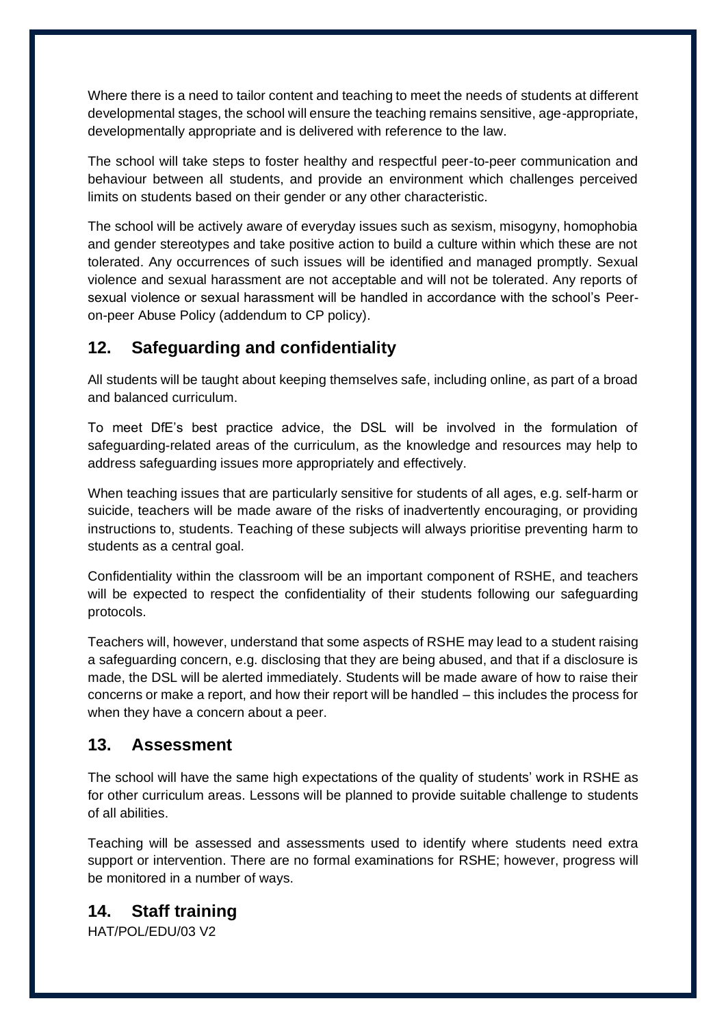Where there is a need to tailor content and teaching to meet the needs of students at different developmental stages, the school will ensure the teaching remains sensitive, age-appropriate, developmentally appropriate and is delivered with reference to the law.

The school will take steps to foster healthy and respectful peer-to-peer communication and behaviour between all students, and provide an environment which challenges perceived limits on students based on their gender or any other characteristic.

The school will be actively aware of everyday issues such as sexism, misogyny, homophobia and gender stereotypes and take positive action to build a culture within which these are not tolerated. Any occurrences of such issues will be identified and managed promptly. Sexual violence and sexual harassment are not acceptable and will not be tolerated. Any reports of sexual violence or sexual harassment will be handled in accordance with the school's Peer-on-peer Abuse Policy (addendum to CP policy).

## 12. Safeguarding and confidentiality

All students will be taught about keeping themselves safe, including online, as part of a broad and balanced curriculum.

To meet DfE's best practice advice, the DSL will be involved in the formulation of safeguarding-related areas of the curriculum, as the knowledge and resources may help to address safeguarding issues more appropriately and effectively.

When teaching issues that are particularly sensitive for students of all ages, e.g. self-harm or suicide, teachers will be made aware of the risks of inadvertently encouraging, or providing instructions to, students. Teaching of these subjects will always prioritise preventing harm to students as a central goal.

Confidentiality within the classroom will be an important component of RSHE, and teachers will be expected to respect the confidentiality of their students following our safeguarding protocols.

Teachers will, however, understand that some aspects of RSHE may lead to a student raising a safeguarding concern, e.g. disclosing that they are being abused, and that if a disclosure is made, the DSL will be alerted immediately. Students will be made aware of how to raise their concerns or make a report, and how their report will be handled – this includes the process for when they have a concern about a peer.

## 13. Assessment

The school will have the same high expectations of the quality of students' work in RSHE as for other curriculum areas. Lessons will be planned to provide suitable challenge to students of all abilities.

Teaching will be assessed and assessments used to identify where students need extra support or intervention. There are no formal examinations for RSHE; however, progress will be monitored in a number of ways.

## 14. Staff training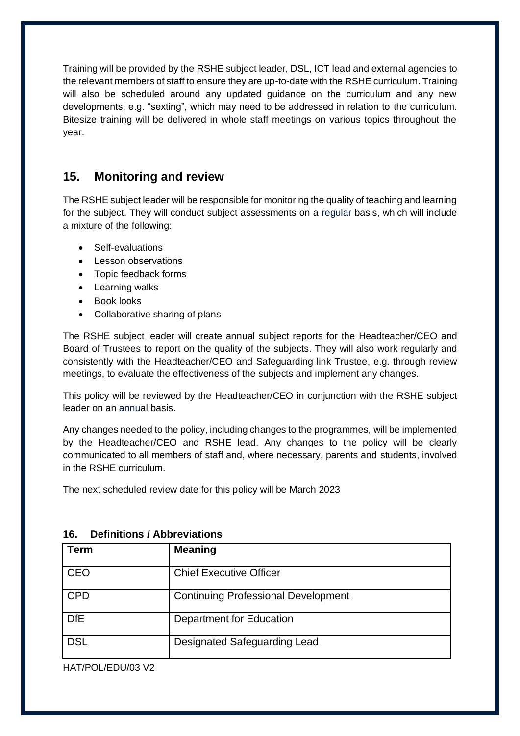Training will be provided by the RSHE subject leader, DSL, ICT lead and external agencies to the relevant members of staff to ensure they are up-to-date with the RSHE curriculum. Training will also be scheduled around any updated guidance on the curriculum and any new developments, e.g. "sexting", which may need to be addressed in relation to the curriculum. Bitesize training will be delivered in whole staff meetings on various topics throughout the year.

## 15. Monitoring and review

The RSHE subject leader will be responsible for monitoring the quality of teaching and learning for the subject. They will conduct subject assessments on a regular basis, which will include a mixture of the following:

- Self-evaluations
- Lesson observations
- Topic feedback forms
- Learning walks
- Book looks
- Collaborative sharing of plans

The RSHE subject leader will create annual subject reports for the Headteacher/CEO and Board of Trustees to report on the quality of the subjects. They will also work regularly and consistently with the Headteacher/CEO and Safeguarding link Trustee, e.g. through review meetings, to evaluate the effectiveness of the subjects and implement any changes.

This policy will be reviewed by the Headteacher/CEO in conjunction with the RSHE subject leader on an annual basis.

Any changes needed to the policy, including changes to the programmes, will be implemented by the Headteacher/CEO and RSHE lead. Any changes to the policy will be clearly communicated to all members of staff and, where necessary, parents and students, involved in the RSHE curriculum.

The next scheduled review date for this policy will be March 2023

## 16. Definitions / Abbreviations

| Term | Meaning |
| --- | --- |
| CEO | Chief Executive Officer |
| CPD | Continuing Professional Development |
| DfE | Department for Education |
| DSL | Designated Safeguarding Lead |

HAT/POL/EDU/03 V2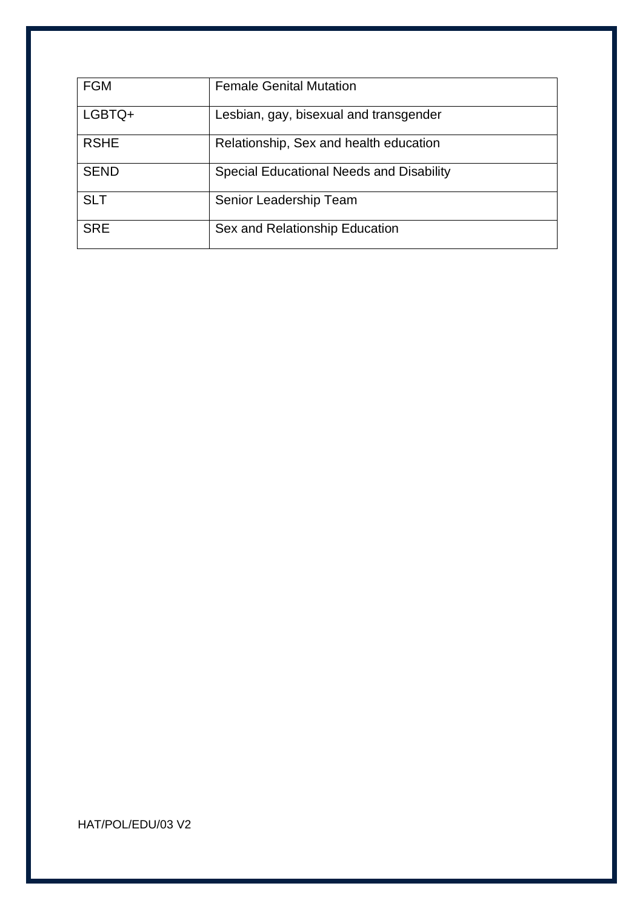| | |
|---|---|
| FGM | Female Genital Mutation |
| LGBTQ+ | Lesbian, gay, bisexual and transgender |
| RSHE | Relationship, Sex and health education |
| SEND | Special Educational Needs and Disability |
| SLT | Senior Leadership Team |
| SRE | Sex and Relationship Education |

HAT/POL/EDU/03 V2